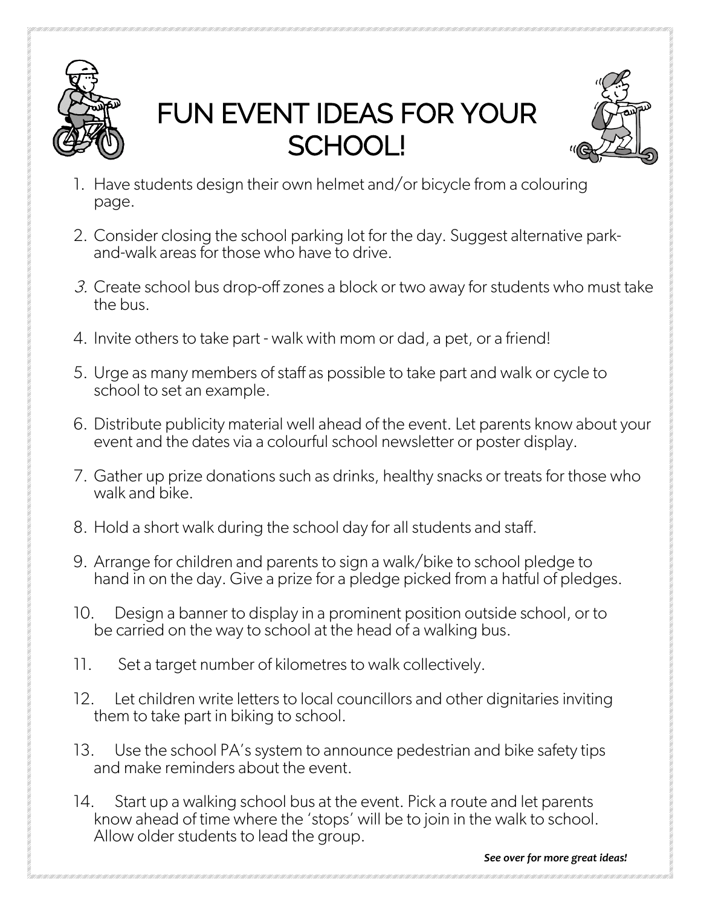# FUN EVENT IDEAS FOR YOUR SCHOOL!

1. Have students design their own helmet and/or bicycle from a colouring page.
2. Consider closing the school parking lot for the day. Suggest alternative park-and-walk areas for those who have to drive.
3. Create school bus drop-off zones a block or two away for students who must take the bus.
4. Invite others to take part - walk with mom or dad, a pet, or a friend!
5. Urge as many members of staff as possible to take part and walk or cycle to school to set an example.
6. Distribute publicity material well ahead of the event. Let parents know about your event and the dates via a colourful school newsletter or poster display.
7. Gather up prize donations such as drinks, healthy snacks or treats for those who walk and bike.
8. Hold a short walk during the school day for all students and staff.
9. Arrange for children and parents to sign a walk/bike to school pledge to hand in on the day. Give a prize for a pledge picked from a hatful of pledges.
10. Design a banner to display in a prominent position outside school, or to be carried on the way to school at the head of a walking bus.
11. Set a target number of kilometres to walk collectively.
12. Let children write letters to local councillors and other dignitaries inviting them to take part in biking to school.
13. Use the school PA's system to announce pedestrian and bike safety tips and make reminders about the event.
14. Start up a walking school bus at the event. Pick a route and let parents know ahead of time where the 'stops' will be to join in the walk to school. Allow older students to lead the group.

***See over for more great ideas!***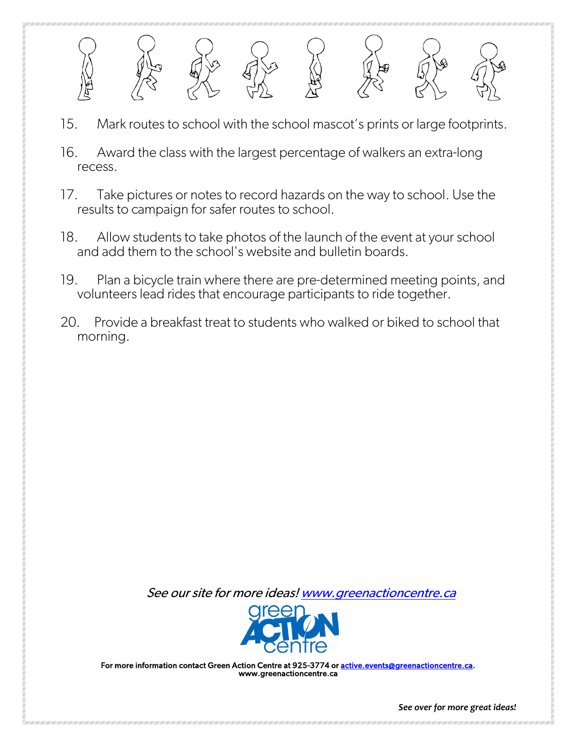15. Mark routes to school with the school mascot's prints or large footprints.

16. Award the class with the largest percentage of walkers an extra-long recess.

17. Take pictures or notes to record hazards on the way to school. Use the results to campaign for safer routes to school.

18. Allow students to take photos of the launch of the event at your school and add them to the school's website and bulletin boards.

19. Plan a bicycle train where there are pre-determined meeting points, and volunteers lead rides that encourage participants to ride together.

20. Provide a breakfast treat to students who walked or biked to school that morning.

*See our site for more ideas! www.greenactioncentre.ca*

green ACTION centre

**For more information contact Green Action Centre at 925-3774 or active.events@greenactioncentre.ca.**
**www.greenactioncentre.ca**

***See over for more great ideas!***